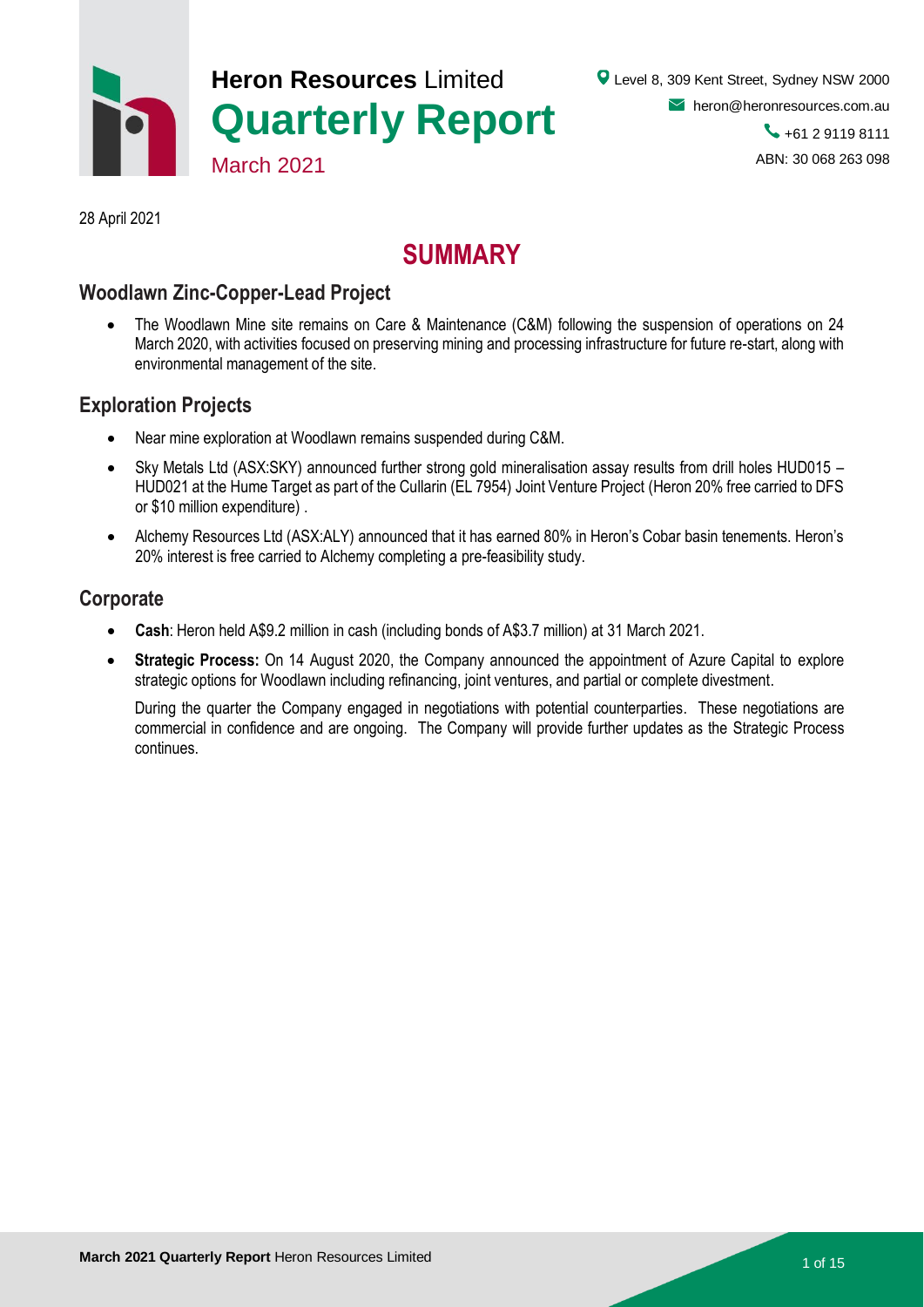# Heron Resources Limited Quarterly Report

March 2021

Level 8, 309 Kent Street, Sydney NSW 2000
heron@heronresources.com.au
+61 2 9119 8111
ABN: 30 068 263 098

28 April 2021

# SUMMARY

## Woodlawn Zinc-Copper-Lead Project

- The Woodlawn Mine site remains on Care & Maintenance (C&M) following the suspension of operations on 24 March 2020, with activities focused on preserving mining and processing infrastructure for future re-start, along with environmental management of the site.

## Exploration Projects

- Near mine exploration at Woodlawn remains suspended during C&M.
- Sky Metals Ltd (ASX:SKY) announced further strong gold mineralisation assay results from drill holes HUD015 – HUD021 at the Hume Target as part of the Cullarin (EL 7954) Joint Venture Project (Heron 20% free carried to DFS or $10 million expenditure) .
- Alchemy Resources Ltd (ASX:ALY) announced that it has earned 80% in Heron's Cobar basin tenements. Heron's 20% interest is free carried to Alchemy completing a pre-feasibility study.

## Corporate

- **Cash**: Heron held A$9.2 million in cash (including bonds of A$3.7 million) at 31 March 2021.
- **Strategic Process:** On 14 August 2020, the Company announced the appointment of Azure Capital to explore strategic options for Woodlawn including refinancing, joint ventures, and partial or complete divestment.

  During the quarter the Company engaged in negotiations with potential counterparties. These negotiations are commercial in confidence and are ongoing. The Company will provide further updates as the Strategic Process continues.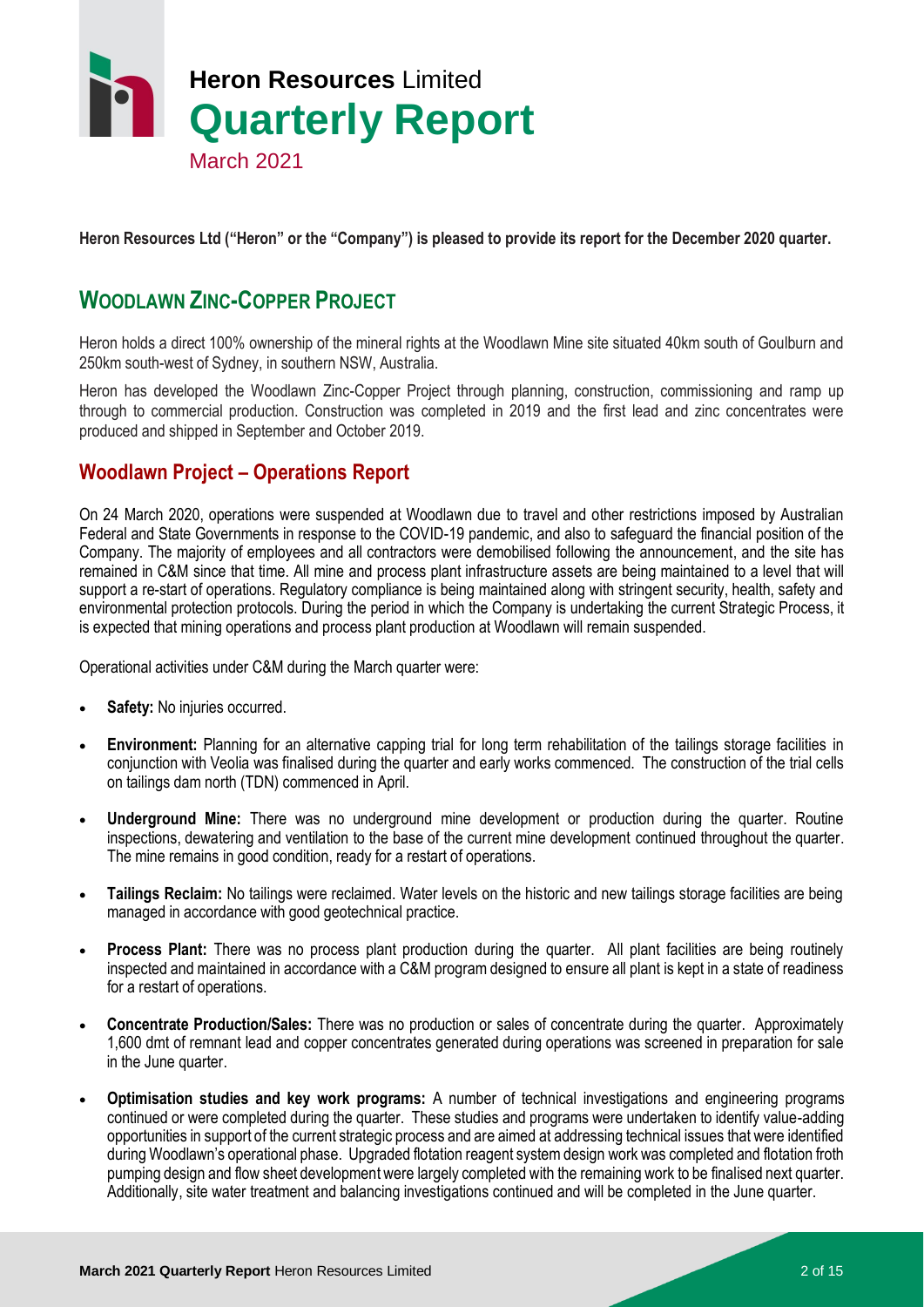# Heron Resources Limited
# Quarterly Report
March 2021

**Heron Resources Ltd ("Heron" or the "Company") is pleased to provide its report for the December 2020 quarter.**

## WOODLAWN ZINC-COPPER PROJECT

Heron holds a direct 100% ownership of the mineral rights at the Woodlawn Mine site situated 40km south of Goulburn and 250km south-west of Sydney, in southern NSW, Australia.

Heron has developed the Woodlawn Zinc-Copper Project through planning, construction, commissioning and ramp up through to commercial production. Construction was completed in 2019 and the first lead and zinc concentrates were produced and shipped in September and October 2019.

### Woodlawn Project – Operations Report

On 24 March 2020, operations were suspended at Woodlawn due to travel and other restrictions imposed by Australian Federal and State Governments in response to the COVID-19 pandemic, and also to safeguard the financial position of the Company. The majority of employees and all contractors were demobilised following the announcement, and the site has remained in C&M since that time. All mine and process plant infrastructure assets are being maintained to a level that will support a re-start of operations. Regulatory compliance is being maintained along with stringent security, health, safety and environmental protection protocols. During the period in which the Company is undertaking the current Strategic Process, it is expected that mining operations and process plant production at Woodlawn will remain suspended.

Operational activities under C&M during the March quarter were:

- **Safety:** No injuries occurred.
- **Environment:** Planning for an alternative capping trial for long term rehabilitation of the tailings storage facilities in conjunction with Veolia was finalised during the quarter and early works commenced. The construction of the trial cells on tailings dam north (TDN) commenced in April.
- **Underground Mine:** There was no underground mine development or production during the quarter. Routine inspections, dewatering and ventilation to the base of the current mine development continued throughout the quarter. The mine remains in good condition, ready for a restart of operations.
- **Tailings Reclaim:** No tailings were reclaimed. Water levels on the historic and new tailings storage facilities are being managed in accordance with good geotechnical practice.
- **Process Plant:** There was no process plant production during the quarter. All plant facilities are being routinely inspected and maintained in accordance with a C&M program designed to ensure all plant is kept in a state of readiness for a restart of operations.
- **Concentrate Production/Sales:** There was no production or sales of concentrate during the quarter. Approximately 1,600 dmt of remnant lead and copper concentrates generated during operations was screened in preparation for sale in the June quarter.
- **Optimisation studies and key work programs:** A number of technical investigations and engineering programs continued or were completed during the quarter. These studies and programs were undertaken to identify value-adding opportunities in support of the current strategic process and are aimed at addressing technical issues that were identified during Woodlawn's operational phase. Upgraded flotation reagent system design work was completed and flotation froth pumping design and flow sheet development were largely completed with the remaining work to be finalised next quarter. Additionally, site water treatment and balancing investigations continued and will be completed in the June quarter.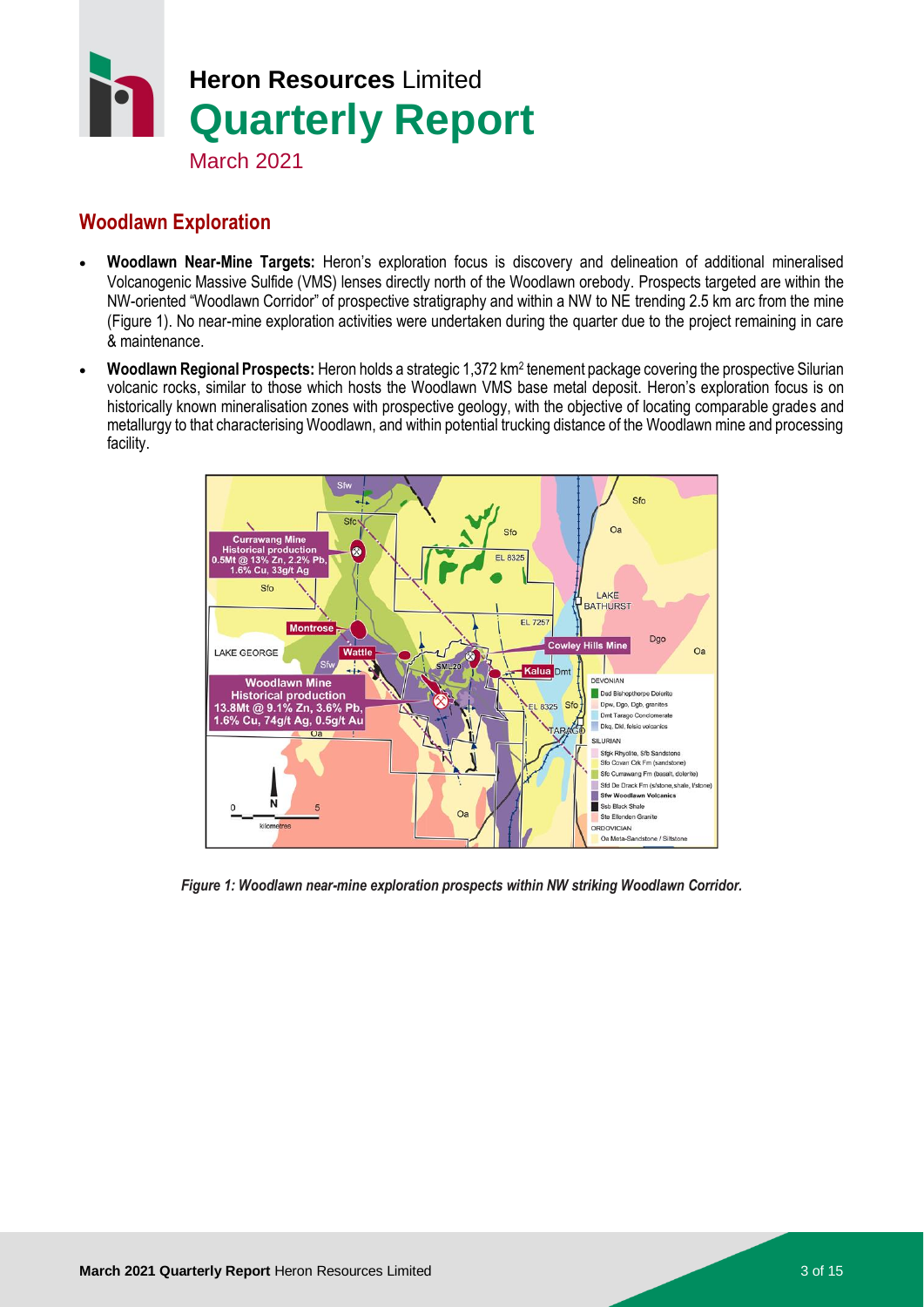## Woodlawn Exploration

- **Woodlawn Near-Mine Targets:** Heron's exploration focus is discovery and delineation of additional mineralised Volcanogenic Massive Sulfide (VMS) lenses directly north of the Woodlawn orebody. Prospects targeted are within the NW-oriented "Woodlawn Corridor" of prospective stratigraphy and within a NW to NE trending 2.5 km arc from the mine (Figure 1). No near-mine exploration activities were undertaken during the quarter due to the project remaining in care & maintenance.
- **Woodlawn Regional Prospects:** Heron holds a strategic 1,372 km$^2$ tenement package covering the prospective Silurian volcanic rocks, similar to those which hosts the Woodlawn VMS base metal deposit. Heron's exploration focus is on historically known mineralisation zones with prospective geology, with the objective of locating comparable grades and metallurgy to that characterising Woodlawn, and within potential trucking distance of the Woodlawn mine and processing facility.

*Figure 1: Woodlawn near-mine exploration prospects within NW striking Woodlawn Corridor.*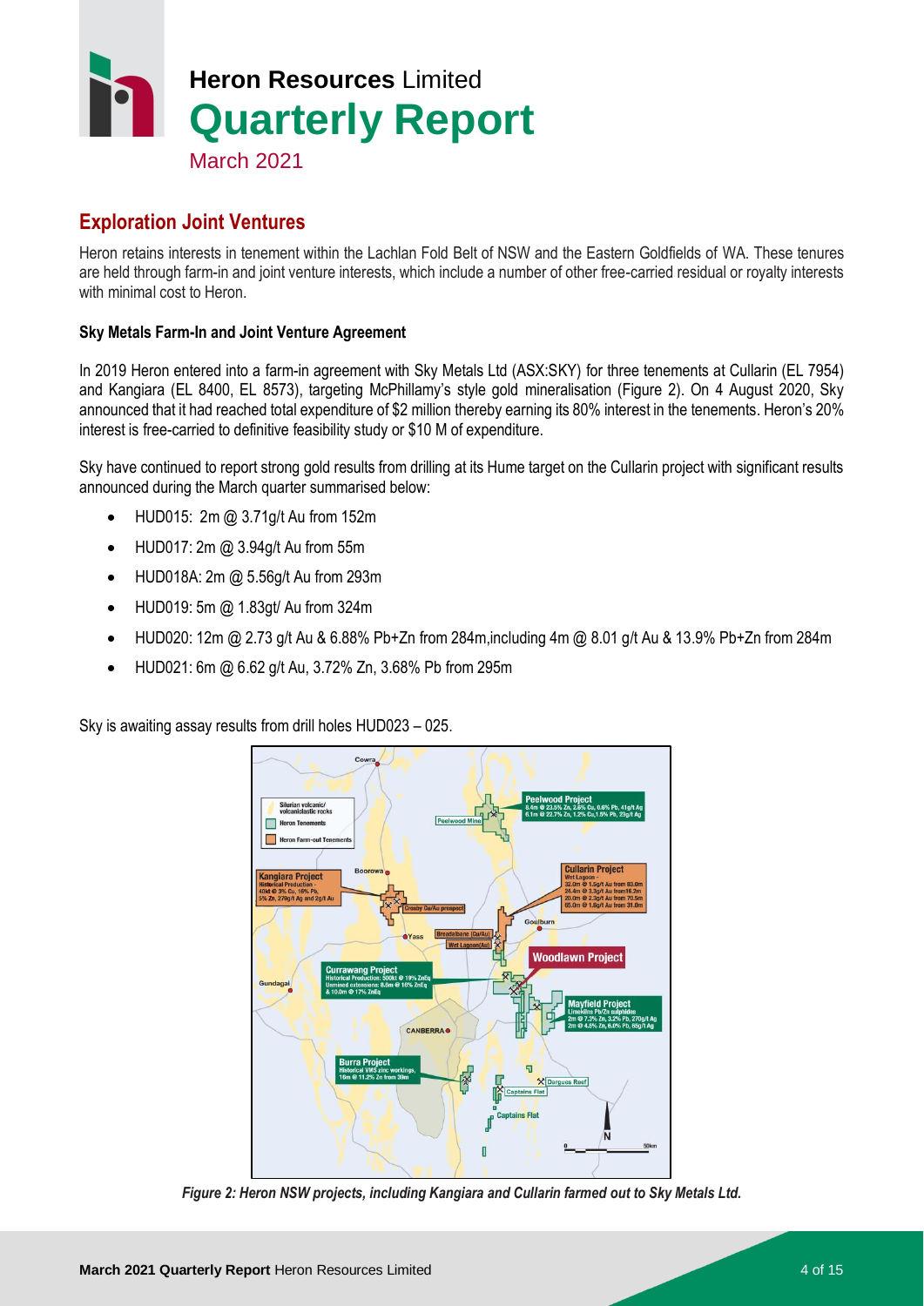## Exploration Joint Ventures

Heron retains interests in tenement within the Lachlan Fold Belt of NSW and the Eastern Goldfields of WA. These tenures are held through farm-in and joint venture interests, which include a number of other free-carried residual or royalty interests with minimal cost to Heron.

### Sky Metals Farm-In and Joint Venture Agreement

In 2019 Heron entered into a farm-in agreement with Sky Metals Ltd (ASX:SKY) for three tenements at Cullarin (EL 7954) and Kangiara (EL 8400, EL 8573), targeting McPhillamy's style gold mineralisation (Figure 2). On 4 August 2020, Sky announced that it had reached total expenditure of $2 million thereby earning its 80% interest in the tenements. Heron's 20% interest is free-carried to definitive feasibility study or $10 M of expenditure.

Sky have continued to report strong gold results from drilling at its Hume target on the Cullarin project with significant results announced during the March quarter summarised below:

- HUD015: 2m @ 3.71g/t Au from 152m
- HUD017: 2m @ 3.94g/t Au from 55m
- HUD018A: 2m @ 5.56g/t Au from 293m
- HUD019: 5m @ 1.83gt/ Au from 324m
- HUD020: 12m @ 2.73 g/t Au & 6.88% Pb+Zn from 284m,including 4m @ 8.01 g/t Au & 13.9% Pb+Zn from 284m
- HUD021: 6m @ 6.62 g/t Au, 3.72% Zn, 3.68% Pb from 295m

Sky is awaiting assay results from drill holes HUD023 – 025.

*Figure 2: Heron NSW projects, including Kangiara and Cullarin farmed out to Sky Metals Ltd.*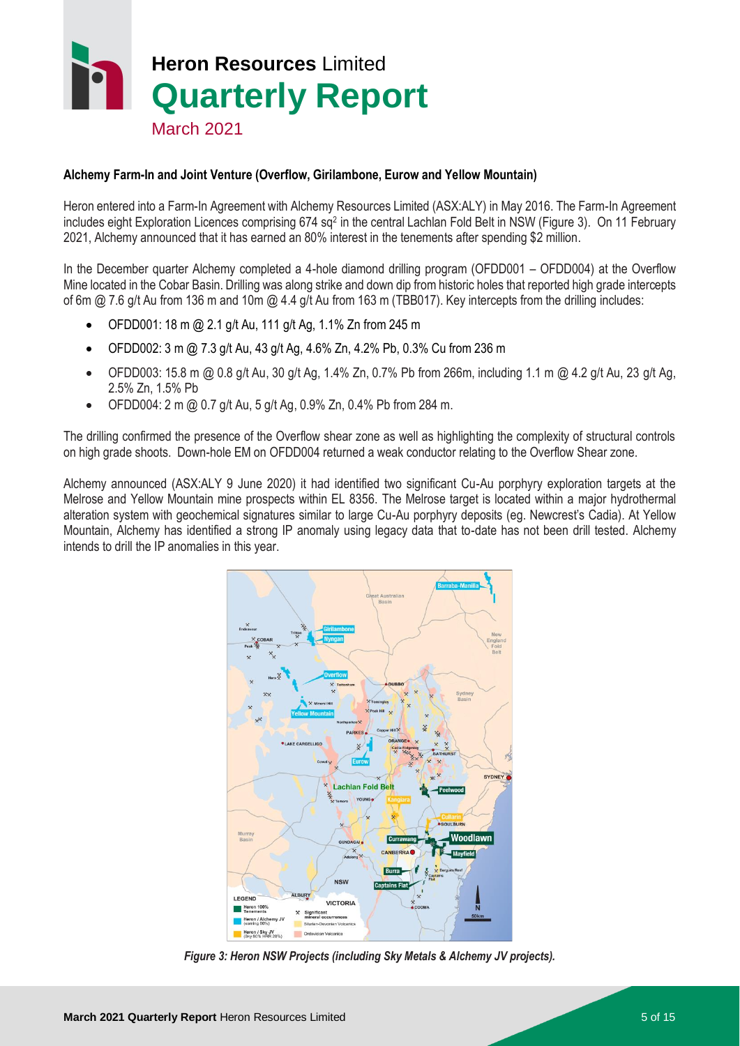## Alchemy Farm-In and Joint Venture (Overflow, Girilambone, Eurow and Yellow Mountain)

Heron entered into a Farm-In Agreement with Alchemy Resources Limited (ASX:ALY) in May 2016. The Farm-In Agreement includes eight Exploration Licences comprising 674 sq[2] in the central Lachlan Fold Belt in NSW (Figure 3). On 11 February 2021, Alchemy announced that it has earned an 80% interest in the tenements after spending $2 million.

In the December quarter Alchemy completed a 4-hole diamond drilling program (OFDD001 – OFDD004) at the Overflow Mine located in the Cobar Basin. Drilling was along strike and down dip from historic holes that reported high grade intercepts of 6m @ 7.6 g/t Au from 136 m and 10m @ 4.4 g/t Au from 163 m (TBB017). Key intercepts from the drilling includes:

- OFDD001: 18 m @ 2.1 g/t Au, 111 g/t Ag, 1.1% Zn from 245 m
- OFDD002: 3 m @ 7.3 g/t Au, 43 g/t Ag, 4.6% Zn, 4.2% Pb, 0.3% Cu from 236 m
- OFDD003: 15.8 m @ 0.8 g/t Au, 30 g/t Ag, 1.4% Zn, 0.7% Pb from 266m, including 1.1 m @ 4.2 g/t Au, 23 g/t Ag, 2.5% Zn, 1.5% Pb
- OFDD004: 2 m @ 0.7 g/t Au, 5 g/t Ag, 0.9% Zn, 0.4% Pb from 284 m.

The drilling confirmed the presence of the Overflow shear zone as well as highlighting the complexity of structural controls on high grade shoots. Down-hole EM on OFDD004 returned a weak conductor relating to the Overflow Shear zone.

Alchemy announced (ASX:ALY 9 June 2020) it had identified two significant Cu-Au porphyry exploration targets at the Melrose and Yellow Mountain mine prospects within EL 8356. The Melrose target is located within a major hydrothermal alteration system with geochemical signatures similar to large Cu-Au porphyry deposits (eg. Newcrest's Cadia). At Yellow Mountain, Alchemy has identified a strong IP anomaly using legacy data that to-date has not been drill tested. Alchemy intends to drill the IP anomalies in this year.

*Figure 3: Heron NSW Projects (including Sky Metals & Alchemy JV projects).*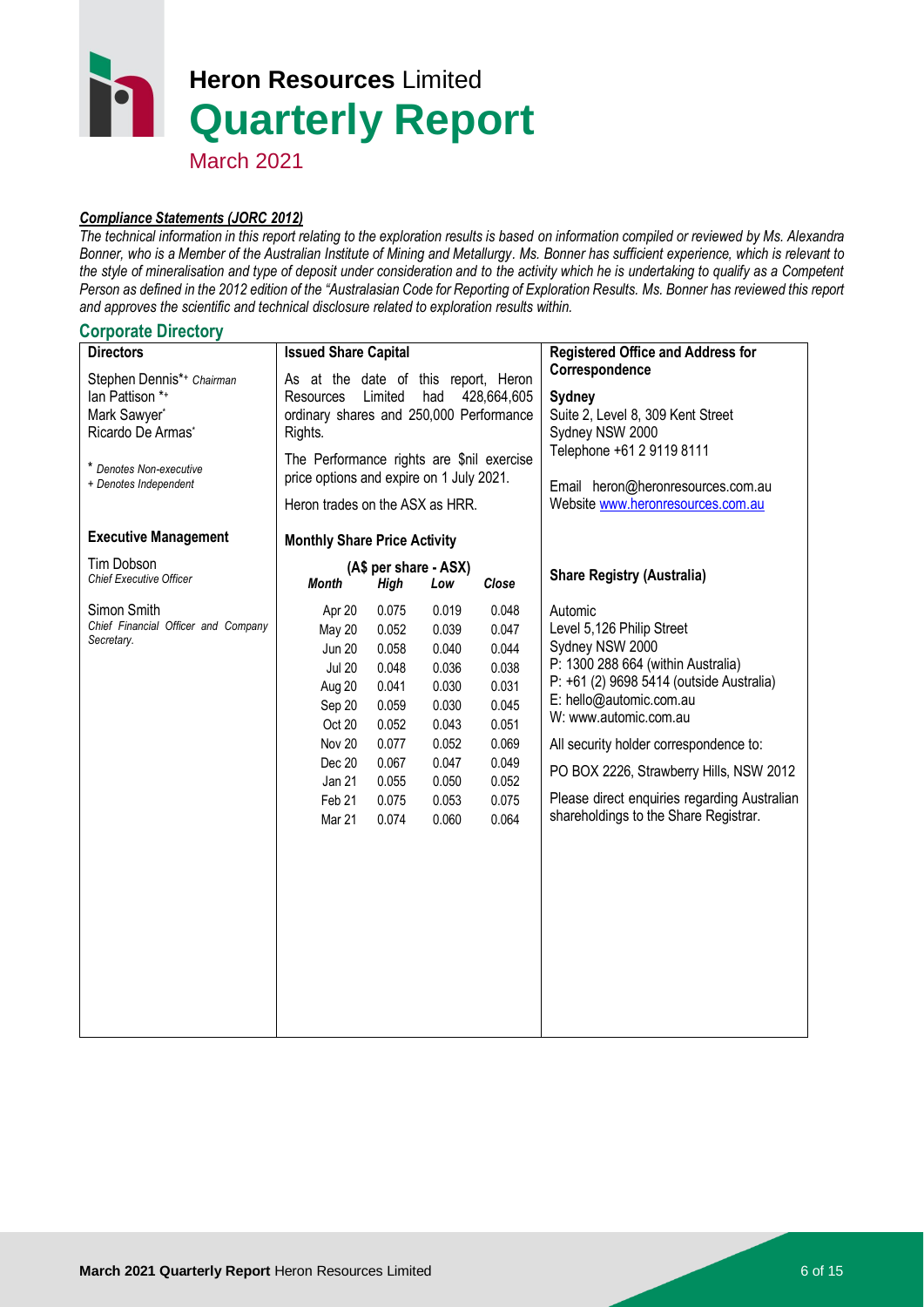# Heron Resources Limited
# Quarterly Report
March 2021

### *Compliance Statements (JORC 2012)*

*The technical information in this report relating to the exploration results is based on information compiled or reviewed by Ms. Alexandra Bonner, who is a Member of the Australian Institute of Mining and Metallurgy. Ms. Bonner has sufficient experience, which is relevant to the style of mineralisation and type of deposit under consideration and to the activity which he is undertaking to qualify as a Competent Person as defined in the 2012 edition of the "Australasian Code for Reporting of Exploration Results. Ms. Bonner has reviewed this report and approves the scientific and technical disclosure related to exploration results within.*

## Corporate Directory

### Directors

Stephen Dennis*+ *Chairman*
Ian Pattison *+
Mark Sawyer*
Ricardo De Armas*

\* *Denotes Non-executive*
*+ Denotes Independent*

### Executive Management

Tim Dobson
*Chief Executive Officer*

Simon Smith
*Chief Financial Officer and Company Secretary.*

### Issued Share Capital

As at the date of this report, Heron Resources Limited had 428,664,605 ordinary shares and 250,000 Performance Rights.

The Performance rights are $nil exercise price options and expire on 1 July 2021.

Heron trades on the ASX as HRR.

### Monthly Share Price Activity

(A$ per share - ASX)

| *Month* | *High* | *Low* | *Close* |
|---|---|---|---|
| Apr 20 | 0.075 | 0.019 | 0.048 |
| May 20 | 0.052 | 0.039 | 0.047 |
| Jun 20 | 0.058 | 0.040 | 0.044 |
| Jul 20 | 0.048 | 0.036 | 0.038 |
| Aug 20 | 0.041 | 0.030 | 0.031 |
| Sep 20 | 0.059 | 0.030 | 0.045 |
| Oct 20 | 0.052 | 0.043 | 0.051 |
| Nov 20 | 0.077 | 0.052 | 0.069 |
| Dec 20 | 0.067 | 0.047 | 0.049 |
| Jan 21 | 0.055 | 0.050 | 0.052 |
| Feb 21 | 0.075 | 0.053 | 0.075 |
| Mar 21 | 0.074 | 0.060 | 0.064 |

### Registered Office and Address for Correspondence

**Sydney**
Suite 2, Level 8, 309 Kent Street
Sydney NSW 2000
Telephone +61 2 9119 8111

Email heron@heronresources.com.au
Website www.heronresources.com.au

### Share Registry (Australia)

Automic
Level 5,126 Philip Street
Sydney NSW 2000
P: 1300 288 664 (within Australia)
P: +61 (2) 9698 5414 (outside Australia)
E: hello@automic.com.au
W: www.automic.com.au

All security holder correspondence to:

PO BOX 2226, Strawberry Hills, NSW 2012

Please direct enquiries regarding Australian shareholdings to the Share Registrar.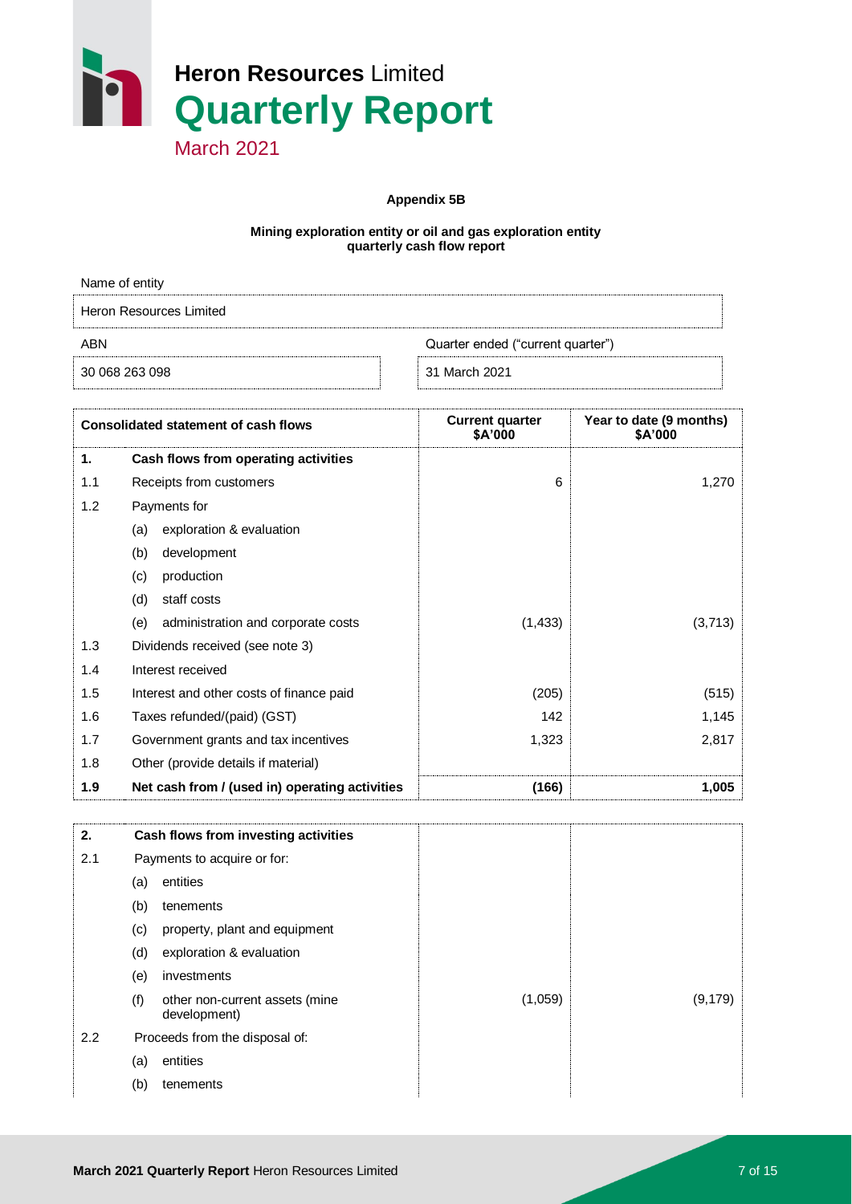# Heron Resources Limited

## Quarterly Report

March 2021

**Appendix 5B**

**Mining exploration entity or oil and gas exploration entity quarterly cash flow report**

| Name of entity | |
|---|---|
| Heron Resources Limited | |

| ABN | Quarter ended ("current quarter") |
|---|---|
| 30 068 263 098 | 31 March 2021 |

| | Consolidated statement of cash flows | Current quarter $A'000 | Year to date (9 months) $A'000 |
|---|---|---|---|
| **1.** | **Cash flows from operating activities** | | |
| 1.1 | Receipts from customers | 6 | 1,270 |
| 1.2 | Payments for | | |
| | (a) exploration & evaluation | | |
| | (b) development | | |
| | (c) production | | |
| | (d) staff costs | | |
| | (e) administration and corporate costs | (1,433) | (3,713) |
| 1.3 | Dividends received (see note 3) | | |
| 1.4 | Interest received | | |
| 1.5 | Interest and other costs of finance paid | (205) | (515) |
| 1.6 | Taxes refunded/(paid) (GST) | 142 | 1,145 |
| 1.7 | Government grants and tax incentives | 1,323 | 2,817 |
| 1.8 | Other (provide details if material) | | |
| **1.9** | **Net cash from / (used in) operating activities** | **(166)** | **1,005** |

| | | | |
|---|---|---|---|
| **2.** | **Cash flows from investing activities** | | |
| 2.1 | Payments to acquire or for: | | |
| | (a) entities | | |
| | (b) tenements | | |
| | (c) property, plant and equipment | | |
| | (d) exploration & evaluation | | |
| | (e) investments | | |
| | (f) other non-current assets (mine development) | (1,059) | (9,179) |
| 2.2 | Proceeds from the disposal of: | | |
| | (a) entities | | |
| | (b) tenements | | |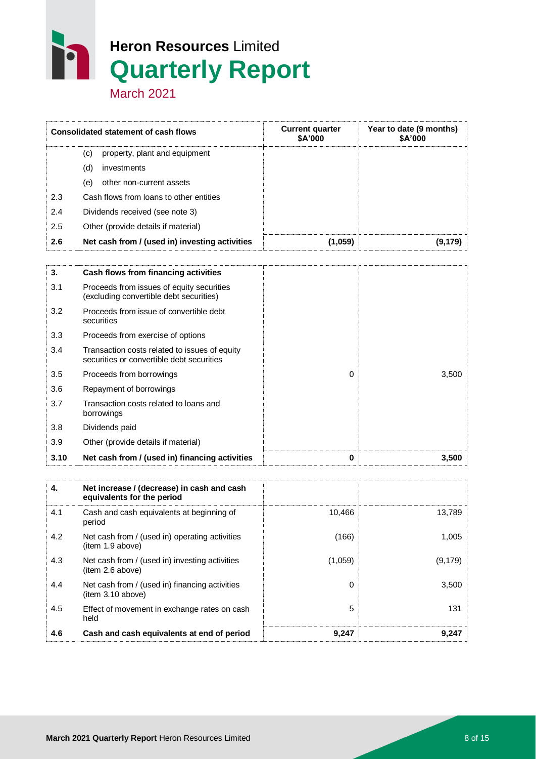| Consolidated statement of cash flows | | Current quarter \$A'000 | Year to date (9 months) \$A'000 |
|---|---|---|---|
| | (c) property, plant and equipment | | |
| | (d) investments | | |
| | (e) other non-current assets | | |
| 2.3 | Cash flows from loans to other entities | | |
| 2.4 | Dividends received (see note 3) | | |
| 2.5 | Other (provide details if material) | | |
| **2.6** | **Net cash from / (used in) investing activities** | **(1,059)** | **(9,179)** |

| | | | |
|---|---|---|---|
| **3.** | **Cash flows from financing activities** | | |
| 3.1 | Proceeds from issues of equity securities (excluding convertible debt securities) | | |
| 3.2 | Proceeds from issue of convertible debt securities | | |
| 3.3 | Proceeds from exercise of options | | |
| 3.4 | Transaction costs related to issues of equity securities or convertible debt securities | | |
| 3.5 | Proceeds from borrowings | 0 | 3,500 |
| 3.6 | Repayment of borrowings | | |
| 3.7 | Transaction costs related to loans and borrowings | | |
| 3.8 | Dividends paid | | |
| 3.9 | Other (provide details if material) | | |
| **3.10** | **Net cash from / (used in) financing activities** | **0** | **3,500** |

| | | | |
|---|---|---|---|
| **4.** | **Net increase / (decrease) in cash and cash equivalents for the period** | | |
| 4.1 | Cash and cash equivalents at beginning of period | 10,466 | 13,789 |
| 4.2 | Net cash from / (used in) operating activities (item 1.9 above) | (166) | 1,005 |
| 4.3 | Net cash from / (used in) investing activities (item 2.6 above) | (1,059) | (9,179) |
| 4.4 | Net cash from / (used in) financing activities (item 3.10 above) | 0 | 3,500 |
| 4.5 | Effect of movement in exchange rates on cash held | 5 | 131 |
| **4.6** | **Cash and cash equivalents at end of period** | **9,247** | **9,247** |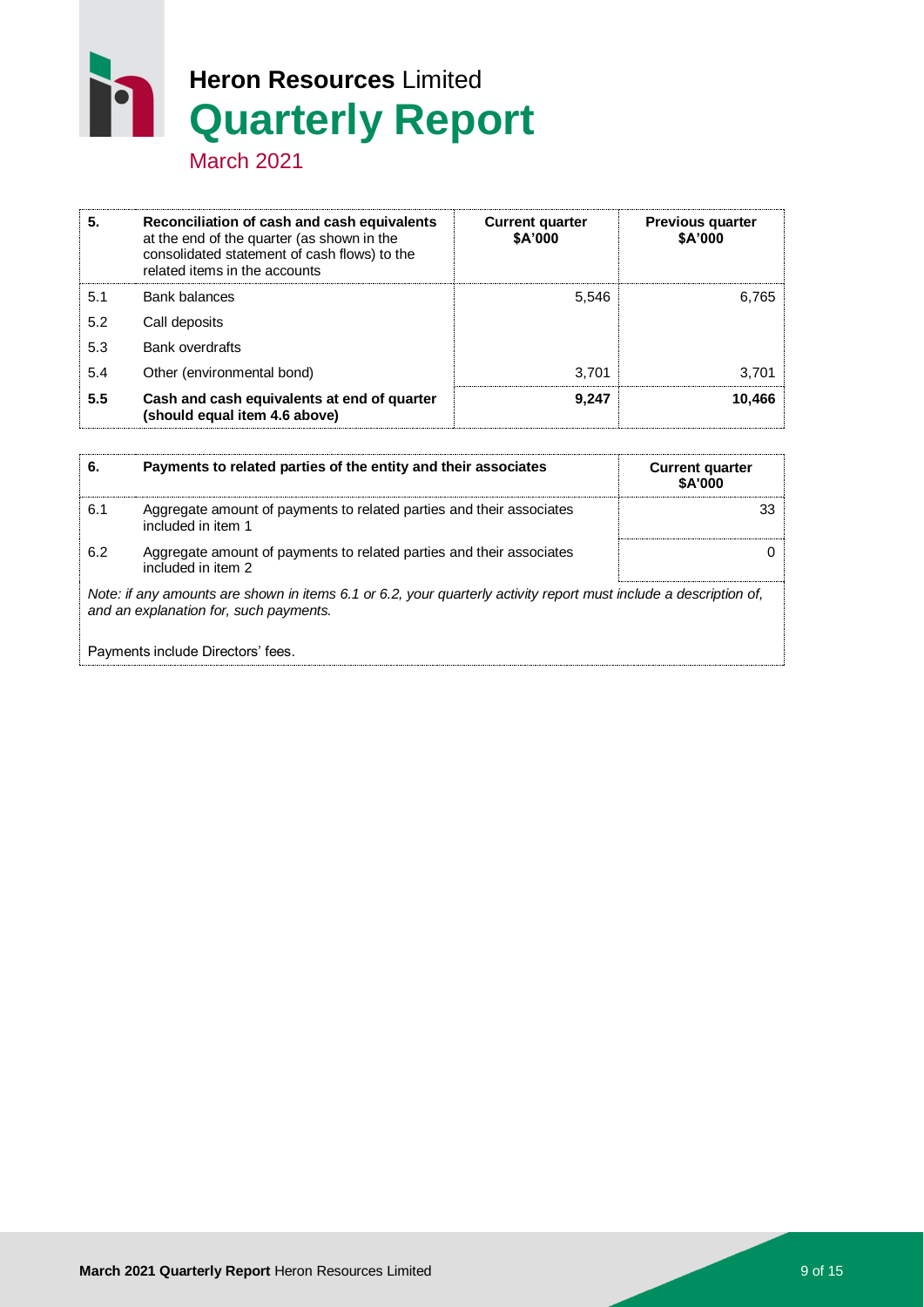| 5. | Reconciliation of cash and cash equivalents at the end of the quarter (as shown in the consolidated statement of cash flows) to the related items in the accounts | Current quarter $A'000 | Previous quarter $A'000 |
|---|---|---|---|
| 5.1 | Bank balances | 5,546 | 6,765 |
| 5.2 | Call deposits | | |
| 5.3 | Bank overdrafts | | |
| 5.4 | Other (environmental bond) | 3,701 | 3,701 |
| **5.5** | **Cash and cash equivalents at end of quarter (should equal item 4.6 above)** | **9,247** | **10,466** |

| 6. | Payments to related parties of the entity and their associates | Current quarter $A'000 |
|---|---|---|
| 6.1 | Aggregate amount of payments to related parties and their associates included in item 1 | 33 |
| 6.2 | Aggregate amount of payments to related parties and their associates included in item 2 | 0 |

*Note: if any amounts are shown in items 6.1 or 6.2, your quarterly activity report must include a description of, and an explanation for, such payments.*

Payments include Directors' fees.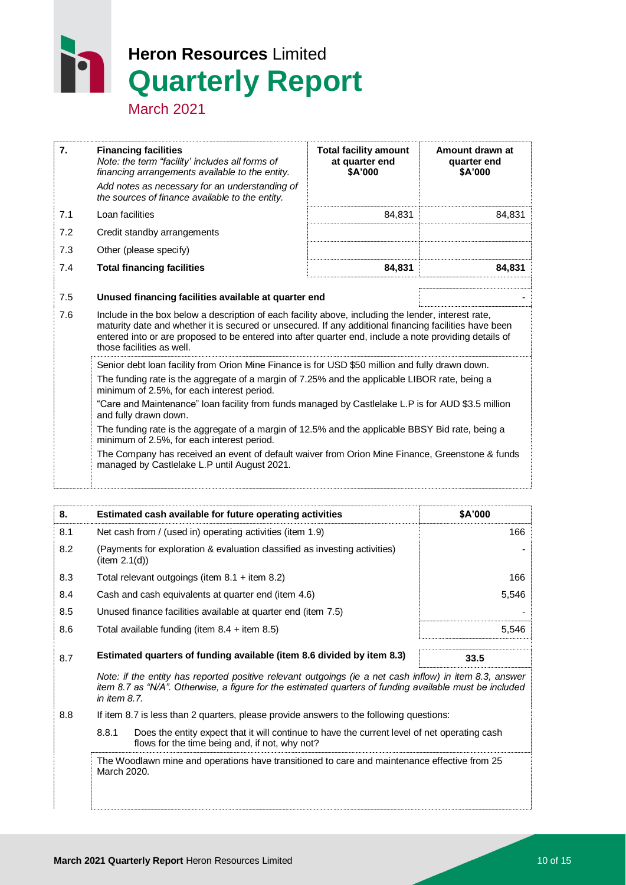| 7. | **Financing facilities**<br>*Note: the term "facility' includes all forms of financing arrangements available to the entity.*<br>*Add notes as necessary for an understanding of the sources of finance available to the entity.* | **Total facility amount at quarter end \$A'000** | **Amount drawn at quarter end \$A'000** |
|---|---|---|---|
| 7.1 | Loan facilities | 84,831 | 84,831 |
| 7.2 | Credit standby arrangements | | |
| 7.3 | Other (please specify) | | |
| 7.4 | **Total financing facilities** | **84,831** | **84,831** |

| | | |
|---|---|---|
| 7.5 | **Unused financing facilities available at quarter end** | - |

7.6 Include in the box below a description of each facility above, including the lender, interest rate, maturity date and whether it is secured or unsecured. If any additional financing facilities have been entered into or are proposed to be entered into after quarter end, include a note providing details of those facilities as well.

Senior debt loan facility from Orion Mine Finance is for USD \$50 million and fully drawn down.

The funding rate is the aggregate of a margin of 7.25% and the applicable LIBOR rate, being a minimum of 2.5%, for each interest period.

"Care and Maintenance" loan facility from funds managed by Castlelake L.P is for AUD \$3.5 million and fully drawn down.

The funding rate is the aggregate of a margin of 12.5% and the applicable BBSY Bid rate, being a minimum of 2.5%, for each interest period.

The Company has received an event of default waiver from Orion Mine Finance, Greenstone & funds managed by Castlelake L.P until August 2021.

| 8. | **Estimated cash available for future operating activities** | **\$A'000** |
|---|---|---|
| 8.1 | Net cash from / (used in) operating activities (item 1.9) | 166 |
| 8.2 | (Payments for exploration & evaluation classified as investing activities) (item 2.1(d)) | - |
| 8.3 | Total relevant outgoings (item 8.1 + item 8.2) | 166 |
| 8.4 | Cash and cash equivalents at quarter end (item 4.6) | 5,546 |
| 8.5 | Unused finance facilities available at quarter end (item 7.5) | - |
| 8.6 | Total available funding (item 8.4 + item 8.5) | 5,546 |
| 8.7 | **Estimated quarters of funding available (item 8.6 divided by item 8.3)** | **33.5** |

*Note: if the entity has reported positive relevant outgoings (ie a net cash inflow) in item 8.3, answer item 8.7 as "N/A". Otherwise, a figure for the estimated quarters of funding available must be included in item 8.7.*

8.8 If item 8.7 is less than 2 quarters, please provide answers to the following questions:

8.8.1 Does the entity expect that it will continue to have the current level of net operating cash flows for the time being and, if not, why not?

The Woodlawn mine and operations have transitioned to care and maintenance effective from 25 March 2020.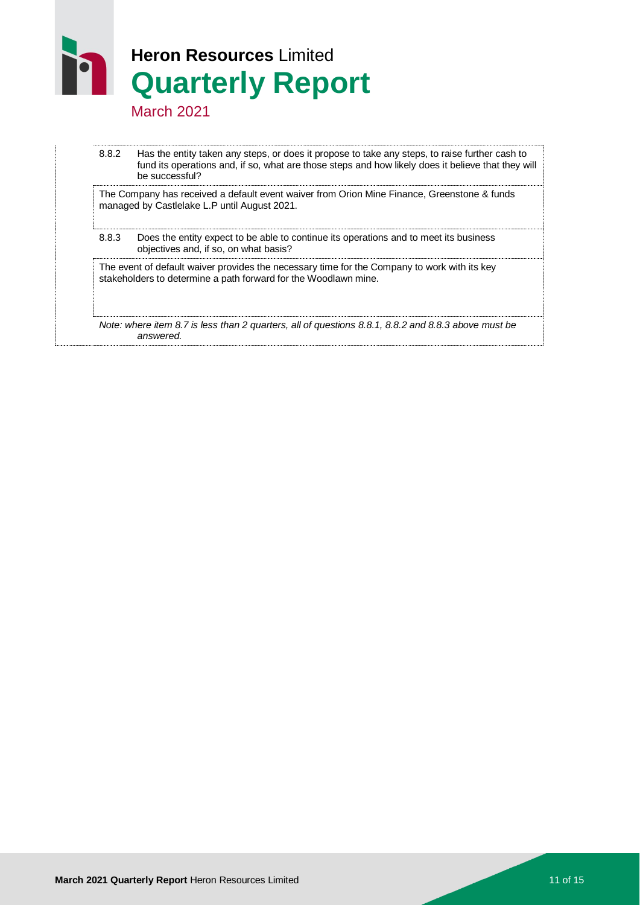| 8.8.2 | Has the entity taken any steps, or does it propose to take any steps, to raise further cash to fund its operations and, if so, what are those steps and how likely does it believe that they will be successful? |
|---|---|
| The Company has received a default event waiver from Orion Mine Finance, Greenstone & funds managed by Castlelake L.P until August 2021. | |
| 8.8.3 | Does the entity expect to be able to continue its operations and to meet its business objectives and, if so, on what basis? |
| The event of default waiver provides the necessary time for the Company to work with its key stakeholders to determine a path forward for the Woodlawn mine. | |

*Note: where item 8.7 is less than 2 quarters, all of questions 8.8.1, 8.8.2 and 8.8.3 above must be answered.*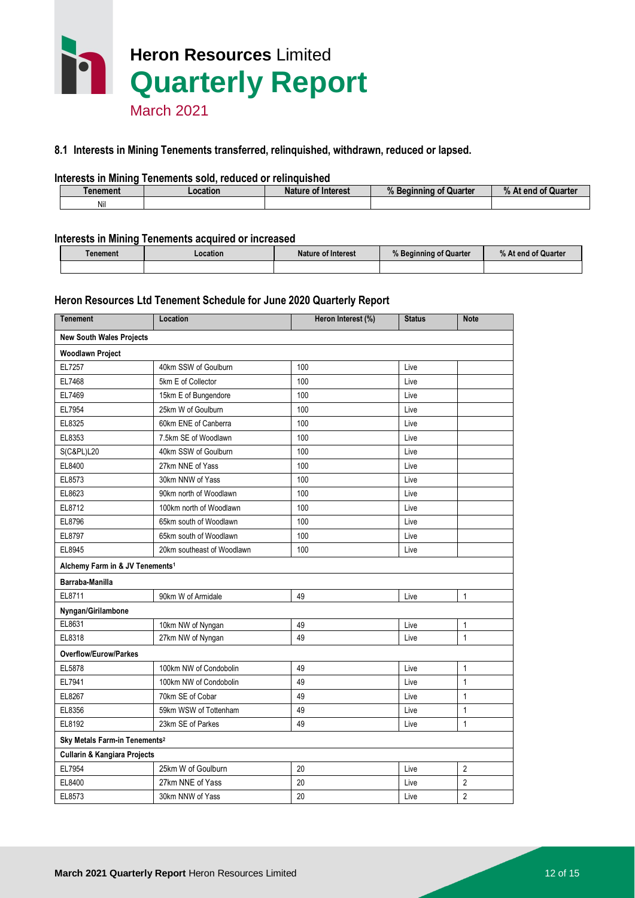## 8.1 Interests in Mining Tenements transferred, relinquished, withdrawn, reduced or lapsed.

### Interests in Mining Tenements sold, reduced or relinquished

| Tenement | Location | Nature of Interest | % Beginning of Quarter | % At end of Quarter |
|---|---|---|---|---|
| Nil | | | | |

### Interests in Mining Tenements acquired or increased

| Tenement | Location | Nature of Interest | % Beginning of Quarter | % At end of Quarter |
|---|---|---|---|---|
| | | | | |

### Heron Resources Ltd Tenement Schedule for June 2020 Quarterly Report

| Tenement | Location | Heron Interest (%) | Status | Note |
|---|---|---|---|---|
| **New South Wales Projects** | | | | |
| **Woodlawn Project** | | | | |
| EL7257 | 40km SSW of Goulburn | 100 | Live | |
| EL7468 | 5km E of Collector | 100 | Live | |
| EL7469 | 15km E of Bungendore | 100 | Live | |
| EL7954 | 25km W of Goulburn | 100 | Live | |
| EL8325 | 60km ENE of Canberra | 100 | Live | |
| EL8353 | 7.5km SE of Woodlawn | 100 | Live | |
| S(C&PL)L20 | 40km SSW of Goulburn | 100 | Live | |
| EL8400 | 27km NNE of Yass | 100 | Live | |
| EL8573 | 30km NNW of Yass | 100 | Live | |
| EL8623 | 90km north of Woodlawn | 100 | Live | |
| EL8712 | 100km north of Woodlawn | 100 | Live | |
| EL8796 | 65km south of Woodlawn | 100 | Live | |
| EL8797 | 65km south of Woodlawn | 100 | Live | |
| EL8945 | 20km southeast of Woodlawn | 100 | Live | |
| **Alchemy Farm in & JV Tenements[1]** | | | | |
| **Barraba-Manilla** | | | | |
| EL8711 | 90km W of Armidale | 49 | Live | 1 |
| **Nyngan/Girilambone** | | | | |
| EL8631 | 10km NW of Nyngan | 49 | Live | 1 |
| EL8318 | 27km NW of Nyngan | 49 | Live | 1 |
| **Overflow/Eurow/Parkes** | | | | |
| EL5878 | 100km NW of Condobolin | 49 | Live | 1 |
| EL7941 | 100km NW of Condobolin | 49 | Live | 1 |
| EL8267 | 70km SE of Cobar | 49 | Live | 1 |
| EL8356 | 59km WSW of Tottenham | 49 | Live | 1 |
| EL8192 | 23km SE of Parkes | 49 | Live | 1 |
| **Sky Metals Farm-in Tenements[2]** | | | | |
| **Cullarin & Kangiara Projects** | | | | |
| EL7954 | 25km W of Goulburn | 20 | Live | 2 |
| EL8400 | 27km NNE of Yass | 20 | Live | 2 |
| EL8573 | 30km NNW of Yass | 20 | Live | 2 |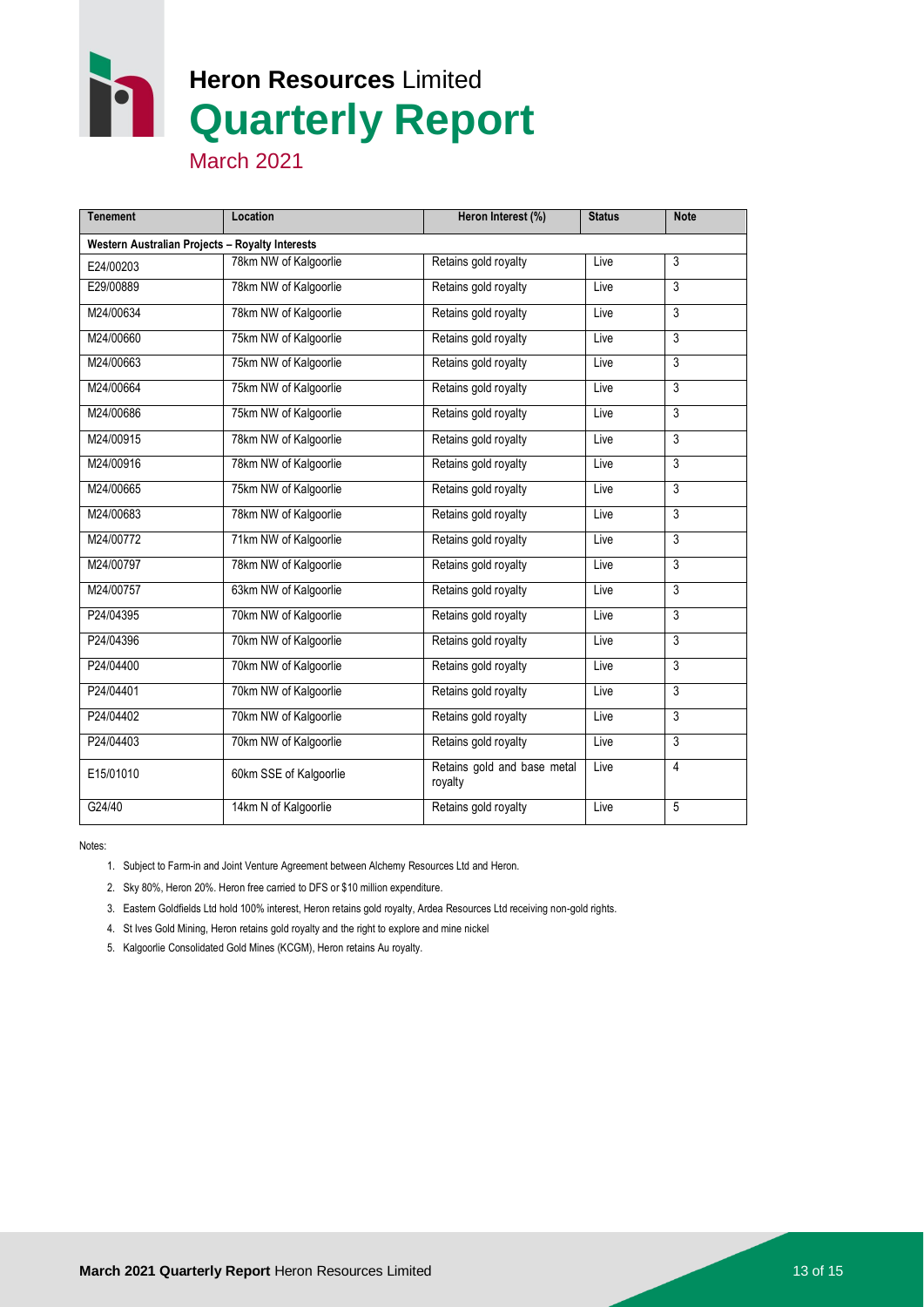| Tenement | Location | Heron Interest (%) | Status | Note |
|---|---|---|---|---|
| **Western Australian Projects – Royalty Interests** | | | | |
| E24/00203 | 78km NW of Kalgoorlie | Retains gold royalty | Live | 3 |
| E29/00889 | 78km NW of Kalgoorlie | Retains gold royalty | Live | 3 |
| M24/00634 | 78km NW of Kalgoorlie | Retains gold royalty | Live | 3 |
| M24/00660 | 75km NW of Kalgoorlie | Retains gold royalty | Live | 3 |
| M24/00663 | 75km NW of Kalgoorlie | Retains gold royalty | Live | 3 |
| M24/00664 | 75km NW of Kalgoorlie | Retains gold royalty | Live | 3 |
| M24/00686 | 75km NW of Kalgoorlie | Retains gold royalty | Live | 3 |
| M24/00915 | 78km NW of Kalgoorlie | Retains gold royalty | Live | 3 |
| M24/00916 | 78km NW of Kalgoorlie | Retains gold royalty | Live | 3 |
| M24/00665 | 75km NW of Kalgoorlie | Retains gold royalty | Live | 3 |
| M24/00683 | 78km NW of Kalgoorlie | Retains gold royalty | Live | 3 |
| M24/00772 | 71km NW of Kalgoorlie | Retains gold royalty | Live | 3 |
| M24/00797 | 78km NW of Kalgoorlie | Retains gold royalty | Live | 3 |
| M24/00757 | 63km NW of Kalgoorlie | Retains gold royalty | Live | 3 |
| P24/04395 | 70km NW of Kalgoorlie | Retains gold royalty | Live | 3 |
| P24/04396 | 70km NW of Kalgoorlie | Retains gold royalty | Live | 3 |
| P24/04400 | 70km NW of Kalgoorlie | Retains gold royalty | Live | 3 |
| P24/04401 | 70km NW of Kalgoorlie | Retains gold royalty | Live | 3 |
| P24/04402 | 70km NW of Kalgoorlie | Retains gold royalty | Live | 3 |
| P24/04403 | 70km NW of Kalgoorlie | Retains gold royalty | Live | 3 |
| E15/01010 | 60km SSE of Kalgoorlie | Retains gold and base metal royalty | Live | 4 |
| G24/40 | 14km N of Kalgoorlie | Retains gold royalty | Live | 5 |

Notes:

1. Subject to Farm-in and Joint Venture Agreement between Alchemy Resources Ltd and Heron.
2. Sky 80%, Heron 20%. Heron free carried to DFS or $10 million expenditure.
3. Eastern Goldfields Ltd hold 100% interest, Heron retains gold royalty, Ardea Resources Ltd receiving non-gold rights.
4. St Ives Gold Mining, Heron retains gold royalty and the right to explore and mine nickel
5. Kalgoorlie Consolidated Gold Mines (KCGM), Heron retains Au royalty.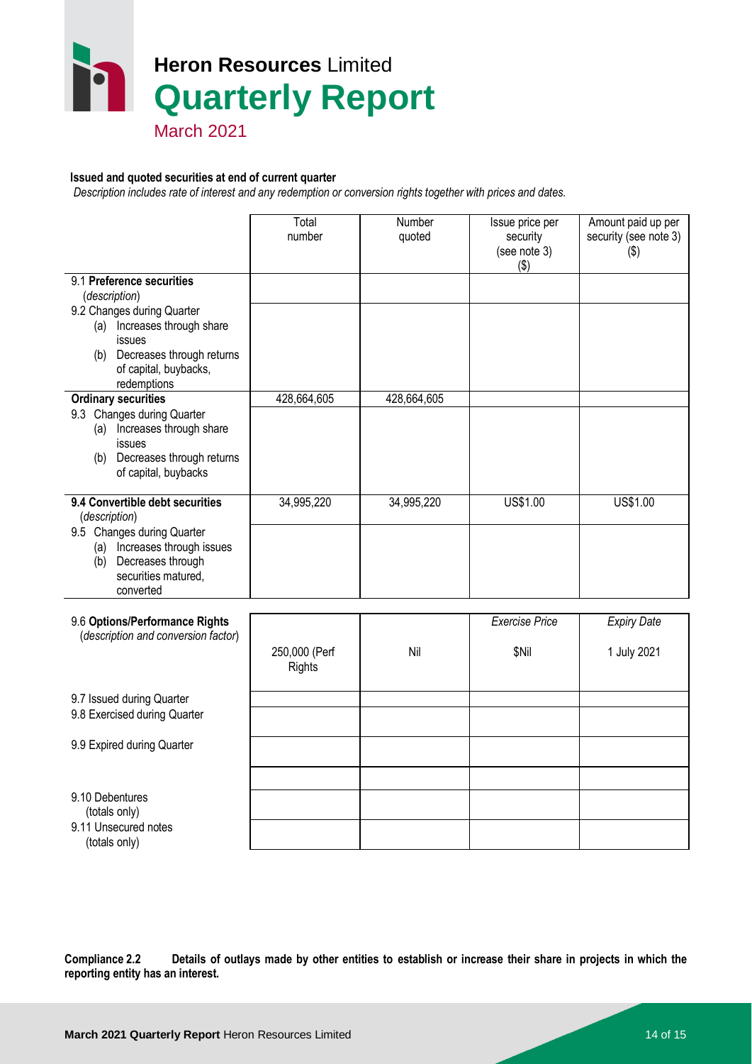# Heron Resources Limited
# Quarterly Report
March 2021

**Issued and quoted securities at end of current quarter**

*Description includes rate of interest and any redemption or conversion rights together with prices and dates.*

| | Total number | Number quoted | Issue price per security (see note 3) ($) | Amount paid up per security (see note 3) ($) |
|---|---|---|---|---|
| 9.1 **Preference securities** (*description*) | | | | |
| 9.2 Changes during Quarter (a) Increases through share issues (b) Decreases through returns of capital, buybacks, redemptions | | | | |
| **Ordinary securities** | 428,664,605 | 428,664,605 | | |
| 9.3 Changes during Quarter (a) Increases through share issues (b) Decreases through returns of capital, buybacks | | | | |
| **9.4 Convertible debt securities** (*description*) | 34,995,220 | 34,995,220 | US$1.00 | US$1.00 |
| 9.5 Changes during Quarter (a) Increases through issues (b) Decreases through securities matured, converted | | | | |

| | | | *Exercise Price* | *Expiry Date* |
|---|---|---|---|---|
| 9.6 **Options/Performance Rights** (*description and conversion factor*) | 250,000 (Perf Rights | Nil | $Nil | 1 July 2021 |
| 9.7 Issued during Quarter | | | | |
| 9.8 Exercised during Quarter | | | | |
| 9.9 Expired during Quarter | | | | |
| | | | | |
| 9.10 Debentures (totals only) | | | | |
| 9.11 Unsecured notes (totals only) | | | | |

**Compliance 2.2 Details of outlays made by other entities to establish or increase their share in projects in which the reporting entity has an interest.**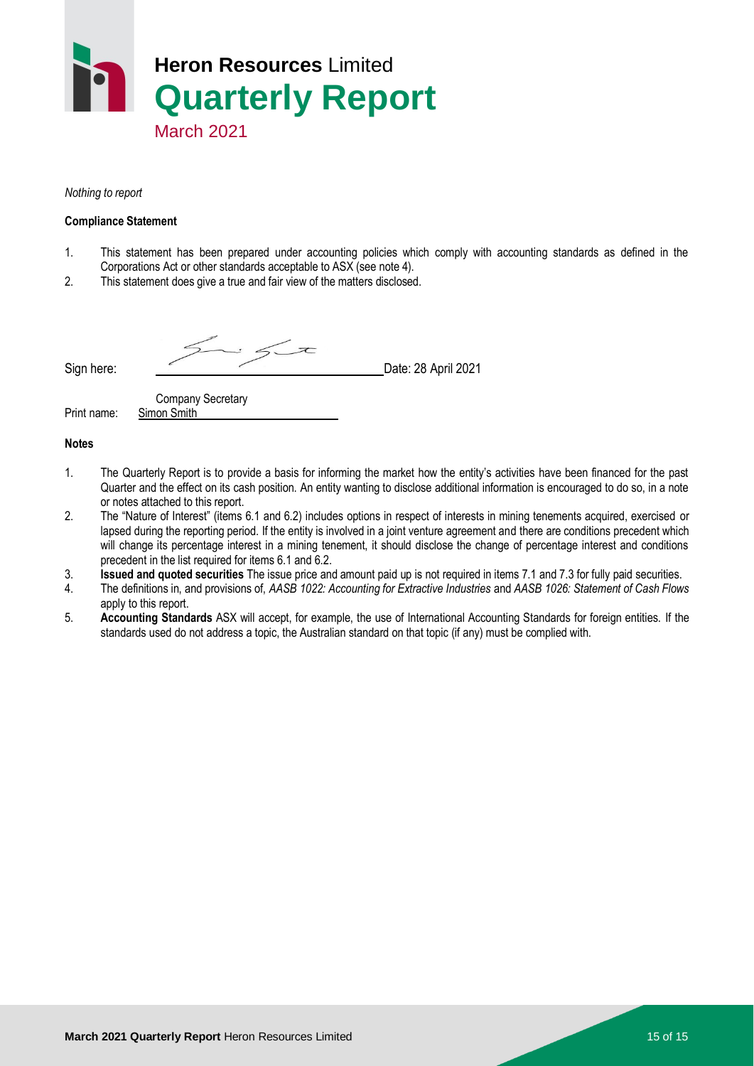*Nothing to report*

**Compliance Statement**

1. This statement has been prepared under accounting policies which comply with accounting standards as defined in the Corporations Act or other standards acceptable to ASX (see note 4).
2. This statement does give a true and fair view of the matters disclosed.

Sign here: ______________________ Date: 28 April 2021

Company Secretary

Print name: Simon Smith

**Notes**

1. The Quarterly Report is to provide a basis for informing the market how the entity's activities have been financed for the past Quarter and the effect on its cash position. An entity wanting to disclose additional information is encouraged to do so, in a note or notes attached to this report.
2. The "Nature of Interest" (items 6.1 and 6.2) includes options in respect of interests in mining tenements acquired, exercised or lapsed during the reporting period. If the entity is involved in a joint venture agreement and there are conditions precedent which will change its percentage interest in a mining tenement, it should disclose the change of percentage interest and conditions precedent in the list required for items 6.1 and 6.2.
3. **Issued and quoted securities** The issue price and amount paid up is not required in items 7.1 and 7.3 for fully paid securities.
4. The definitions in, and provisions of, *AASB 1022: Accounting for Extractive Industries* and *AASB 1026: Statement of Cash Flows* apply to this report.
5. **Accounting Standards** ASX will accept, for example, the use of International Accounting Standards for foreign entities. If the standards used do not address a topic, the Australian standard on that topic (if any) must be complied with.